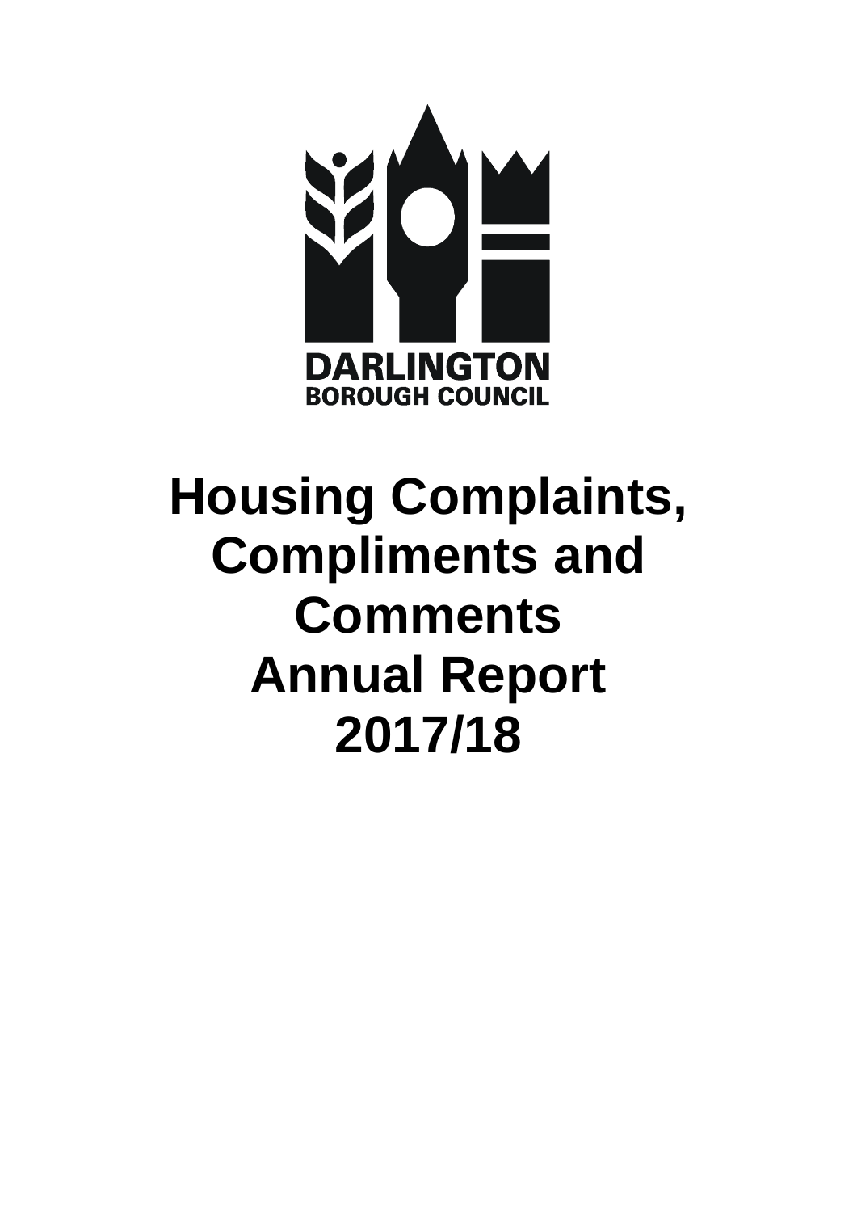DARLINGTON
BOROUGH COUNCIL

# Housing Complaints, Compliments and Comments Annual Report 2017/18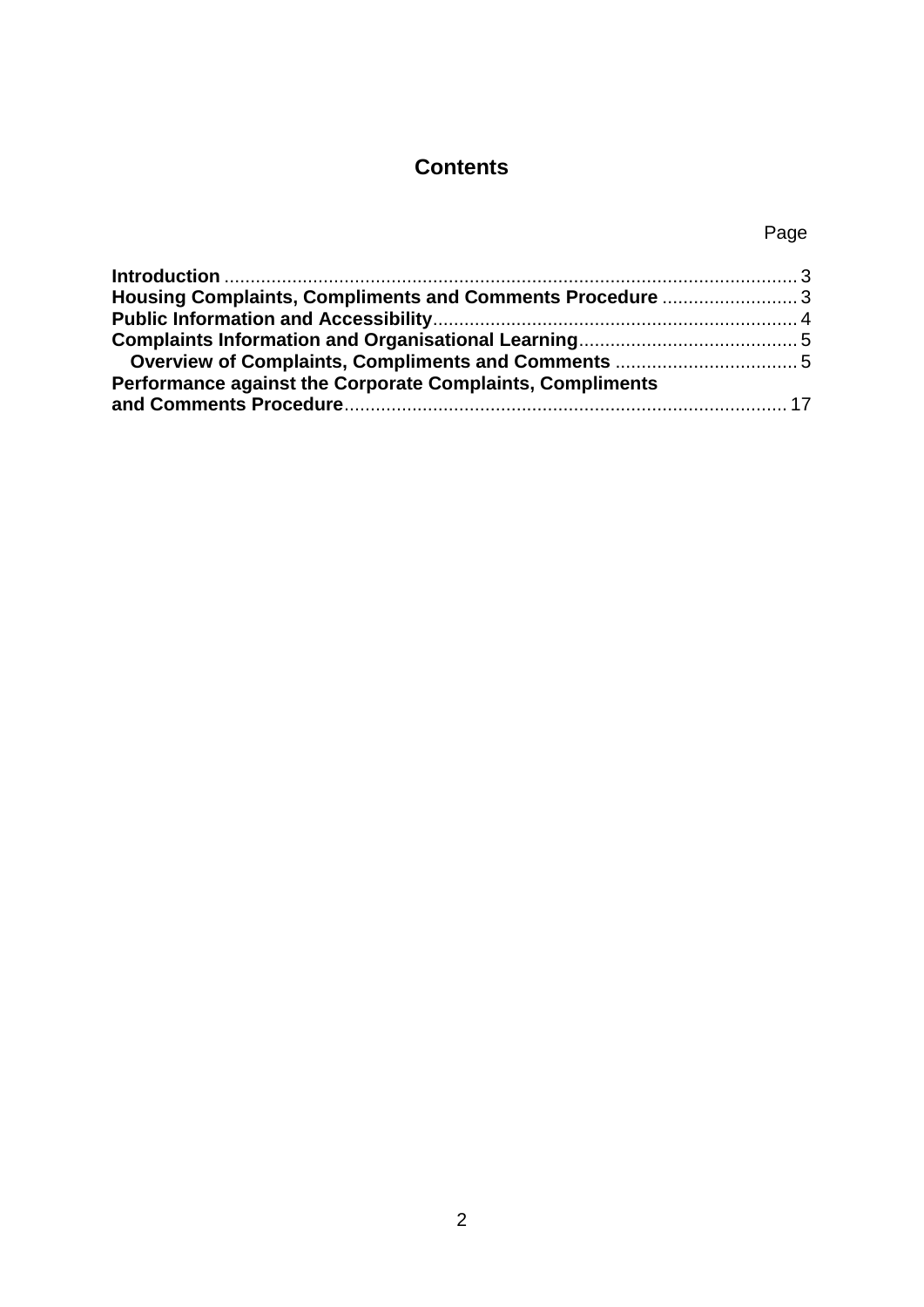# Contents

| | Page |
|---|---|
| **Introduction** | 3 |
| **Housing Complaints, Compliments and Comments Procedure** | 3 |
| **Public Information and Accessibility** | 4 |
| **Complaints Information and Organisational Learning** | 5 |
| &nbsp;&nbsp;&nbsp;**Overview of Complaints, Compliments and Comments** | 5 |
| **Performance against the Corporate Complaints, Compliments and Comments Procedure** | 17 |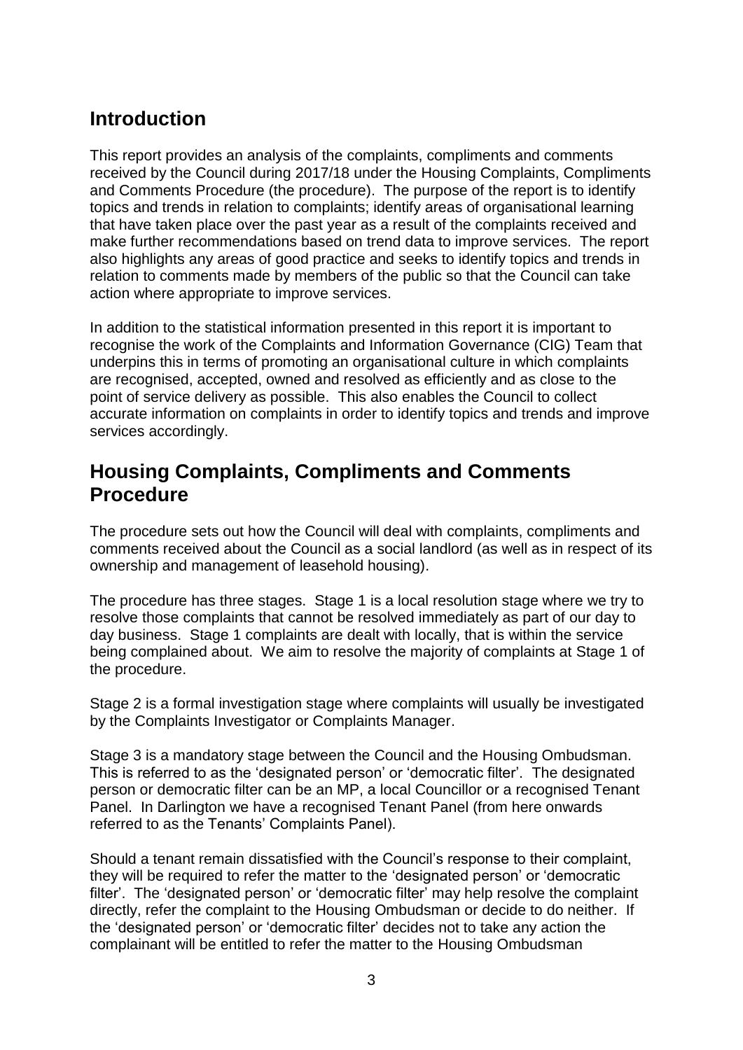## Introduction

This report provides an analysis of the complaints, compliments and comments received by the Council during 2017/18 under the Housing Complaints, Compliments and Comments Procedure (the procedure). The purpose of the report is to identify topics and trends in relation to complaints; identify areas of organisational learning that have taken place over the past year as a result of the complaints received and make further recommendations based on trend data to improve services. The report also highlights any areas of good practice and seeks to identify topics and trends in relation to comments made by members of the public so that the Council can take action where appropriate to improve services.

In addition to the statistical information presented in this report it is important to recognise the work of the Complaints and Information Governance (CIG) Team that underpins this in terms of promoting an organisational culture in which complaints are recognised, accepted, owned and resolved as efficiently and as close to the point of service delivery as possible. This also enables the Council to collect accurate information on complaints in order to identify topics and trends and improve services accordingly.

## Housing Complaints, Compliments and Comments Procedure

The procedure sets out how the Council will deal with complaints, compliments and comments received about the Council as a social landlord (as well as in respect of its ownership and management of leasehold housing).

The procedure has three stages. Stage 1 is a local resolution stage where we try to resolve those complaints that cannot be resolved immediately as part of our day to day business. Stage 1 complaints are dealt with locally, that is within the service being complained about. We aim to resolve the majority of complaints at Stage 1 of the procedure.

Stage 2 is a formal investigation stage where complaints will usually be investigated by the Complaints Investigator or Complaints Manager.

Stage 3 is a mandatory stage between the Council and the Housing Ombudsman. This is referred to as the 'designated person' or 'democratic filter'. The designated person or democratic filter can be an MP, a local Councillor or a recognised Tenant Panel. In Darlington we have a recognised Tenant Panel (from here onwards referred to as the Tenants' Complaints Panel).

Should a tenant remain dissatisfied with the Council's response to their complaint, they will be required to refer the matter to the 'designated person' or 'democratic filter'. The 'designated person' or 'democratic filter' may help resolve the complaint directly, refer the complaint to the Housing Ombudsman or decide to do neither. If the 'designated person' or 'democratic filter' decides not to take any action the complainant will be entitled to refer the matter to the Housing Ombudsman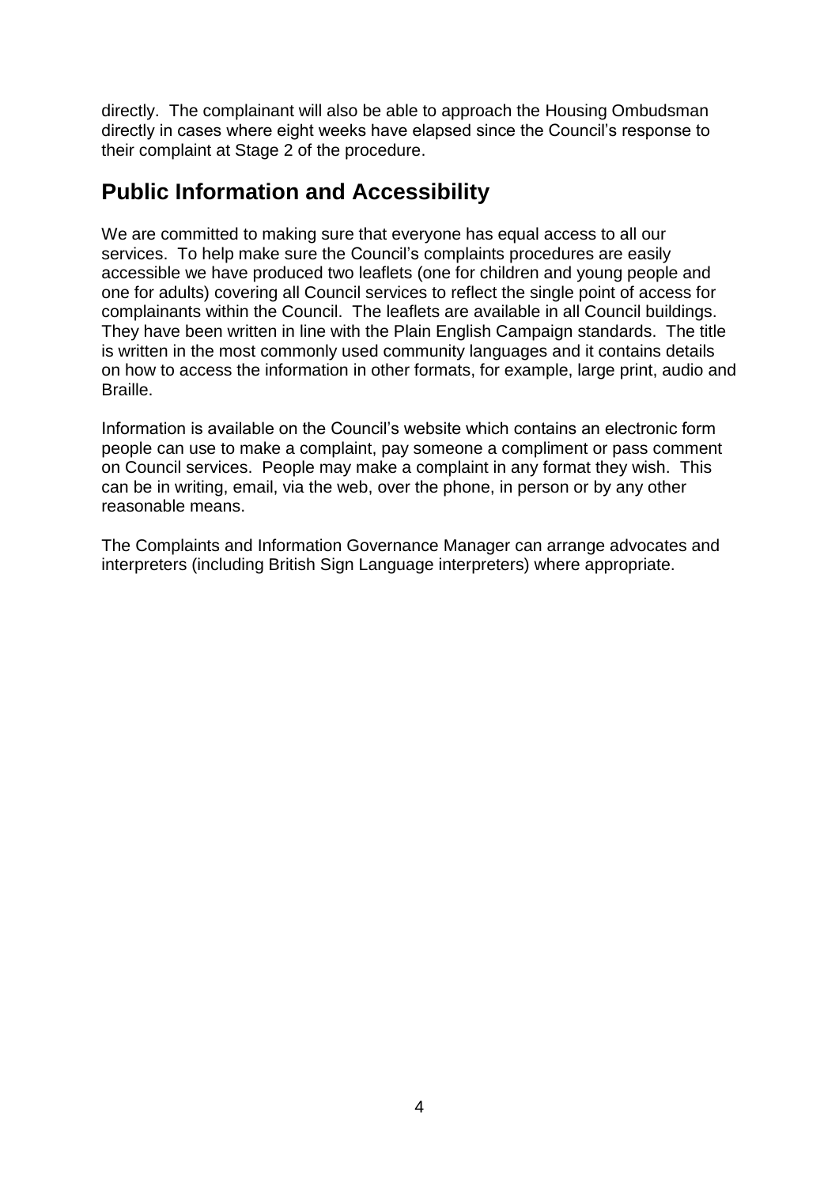directly. The complainant will also be able to approach the Housing Ombudsman directly in cases where eight weeks have elapsed since the Council's response to their complaint at Stage 2 of the procedure.

## Public Information and Accessibility

We are committed to making sure that everyone has equal access to all our services. To help make sure the Council's complaints procedures are easily accessible we have produced two leaflets (one for children and young people and one for adults) covering all Council services to reflect the single point of access for complainants within the Council. The leaflets are available in all Council buildings. They have been written in line with the Plain English Campaign standards. The title is written in the most commonly used community languages and it contains details on how to access the information in other formats, for example, large print, audio and Braille.

Information is available on the Council's website which contains an electronic form people can use to make a complaint, pay someone a compliment or pass comment on Council services. People may make a complaint in any format they wish. This can be in writing, email, via the web, over the phone, in person or by any other reasonable means.

The Complaints and Information Governance Manager can arrange advocates and interpreters (including British Sign Language interpreters) where appropriate.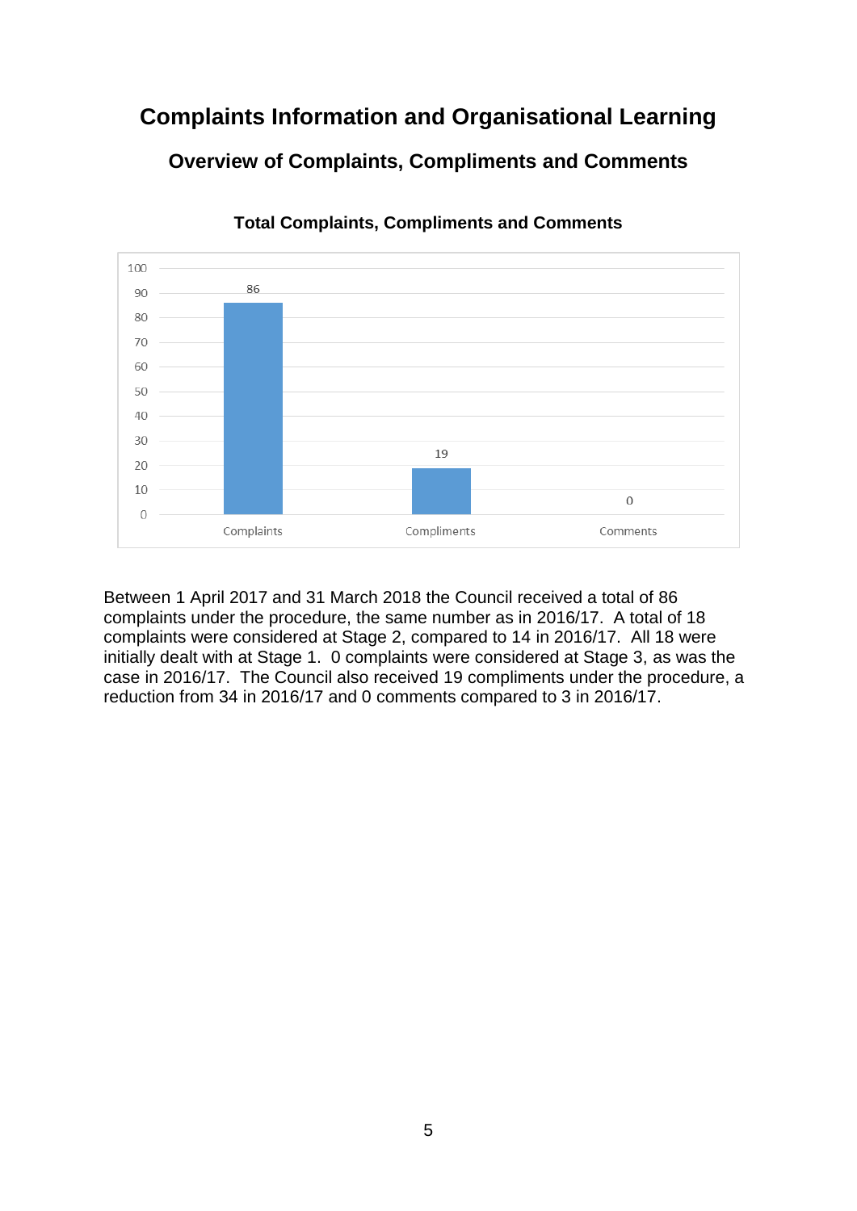# Complaints Information and Organisational Learning

## Overview of Complaints, Compliments and Comments

**Total Complaints, Compliments and Comments**

| Category | Total |
| --- | --- |
| Complaints | 86 |
| Compliments | 19 |
| Comments | 0 |

Between 1 April 2017 and 31 March 2018 the Council received a total of 86 complaints under the procedure, the same number as in 2016/17. A total of 18 complaints were considered at Stage 2, compared to 14 in 2016/17. All 18 were initially dealt with at Stage 1. 0 complaints were considered at Stage 3, as was the case in 2016/17. The Council also received 19 compliments under the procedure, a reduction from 34 in 2016/17 and 0 comments compared to 3 in 2016/17.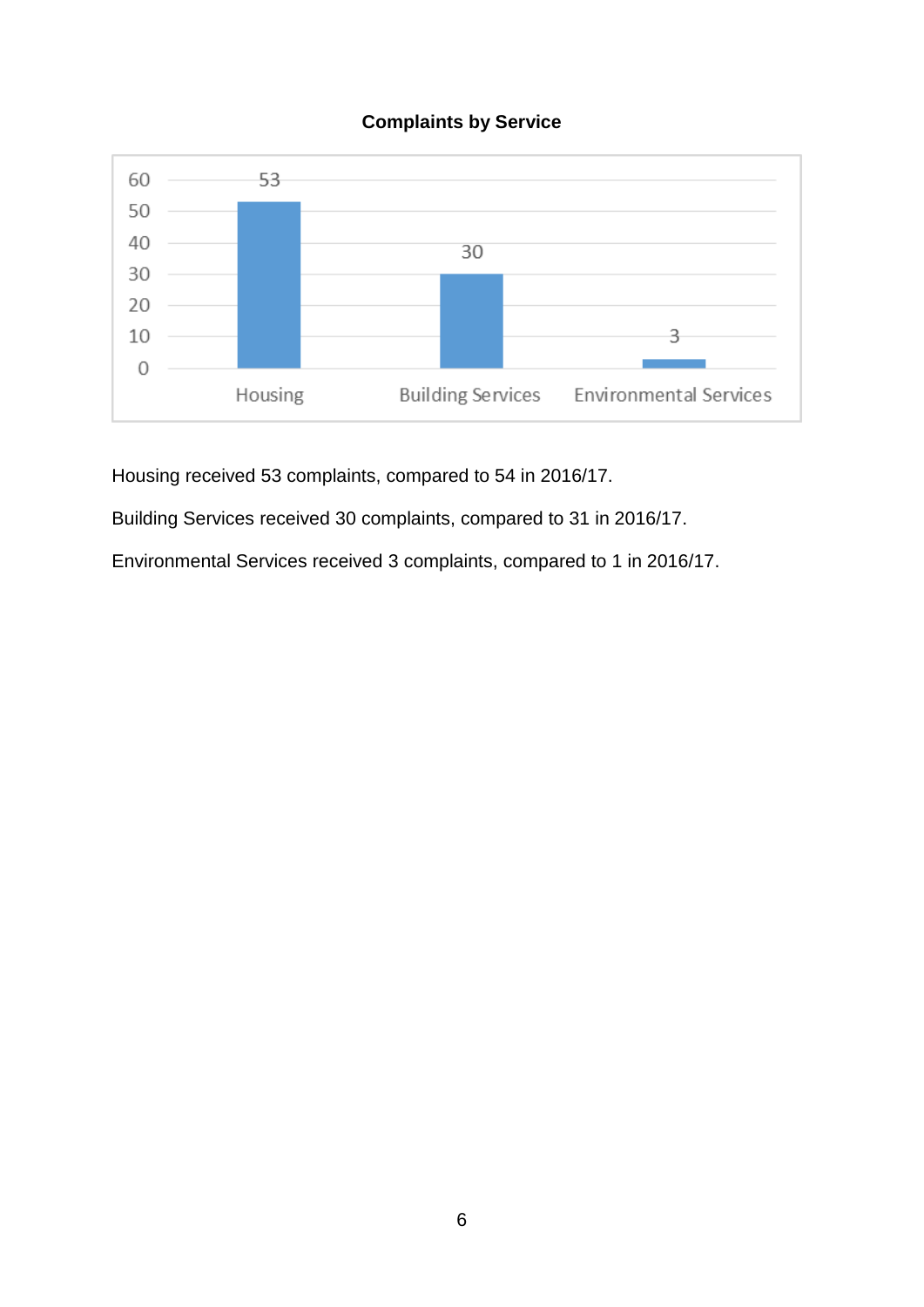**Complaints by Service**

| Service | Complaints |
|---|---|
| Housing | 53 |
| Building Services | 30 |
| Environmental Services | 3 |

Housing received 53 complaints, compared to 54 in 2016/17.

Building Services received 30 complaints, compared to 31 in 2016/17.

Environmental Services received 3 complaints, compared to 1 in 2016/17.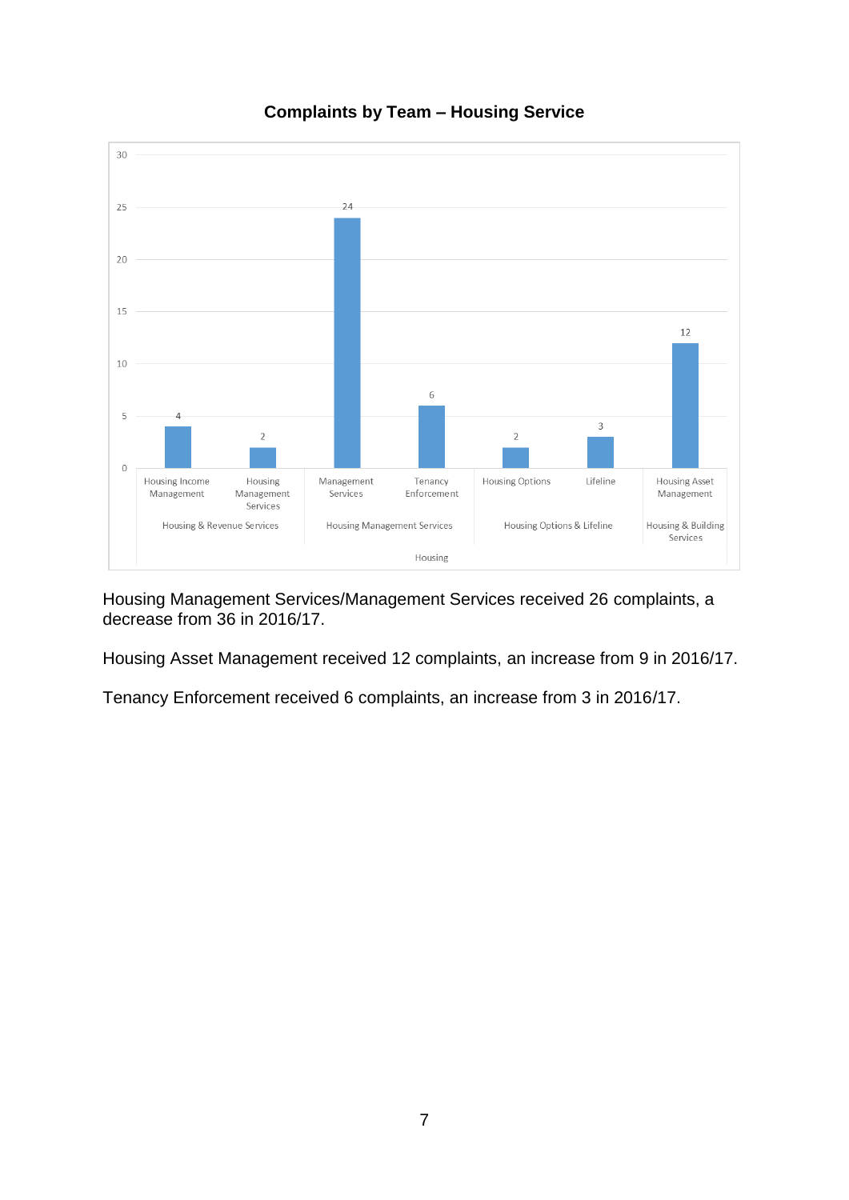**Complaints by Team – Housing Service**

| Group | Team | Complaints |
|---|---|---|
| Housing & Revenue Services | Housing Income Management | 4 |
| Housing & Revenue Services | Housing Management Services | 2 |
| Housing Management Services | Management Services | 24 |
| Housing Management Services | Tenancy Enforcement | 6 |
| Housing Options & Lifeline | Housing Options | 2 |
| Housing Options & Lifeline | Lifeline | 3 |
| Housing & Building Services | Housing Asset Management | 12 |

Housing Management Services/Management Services received 26 complaints, a decrease from 36 in 2016/17.

Housing Asset Management received 12 complaints, an increase from 9 in 2016/17.

Tenancy Enforcement received 6 complaints, an increase from 3 in 2016/17.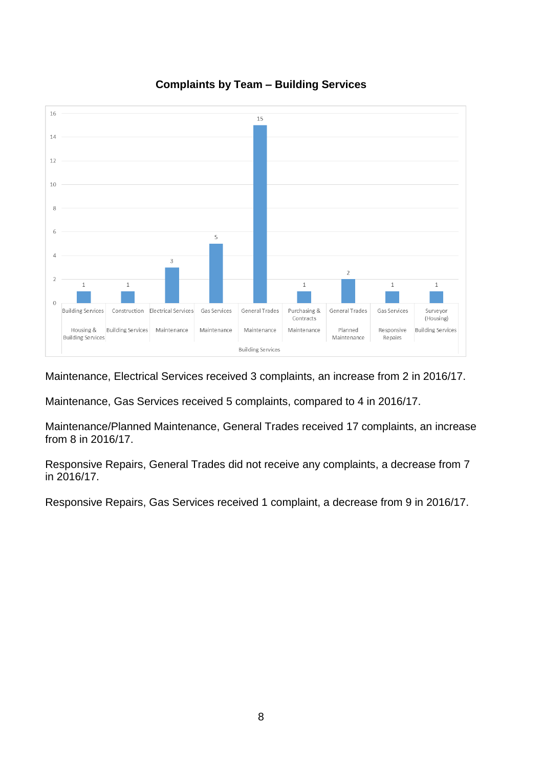**Complaints by Team – Building Services**

| Service | Team | Complaints |
|---|---|---|
| Housing & Building Services | Building Services | 1 |
| Building Services | Construction | 1 |
| Maintenance | Electrical Services | 3 |
| Maintenance | Gas Services | 5 |
| Maintenance | General Trades | 15 |
| Maintenance | Purchasing & Contracts | 1 |
| Planned Maintenance | General Trades | 2 |
| Responsive Repairs | Gas Services | 1 |
| Building Services | Surveyor (Housing) | 1 |

Maintenance, Electrical Services received 3 complaints, an increase from 2 in 2016/17.

Maintenance, Gas Services received 5 complaints, compared to 4 in 2016/17.

Maintenance/Planned Maintenance, General Trades received 17 complaints, an increase from 8 in 2016/17.

Responsive Repairs, General Trades did not receive any complaints, a decrease from 7 in 2016/17.

Responsive Repairs, Gas Services received 1 complaint, a decrease from 9 in 2016/17.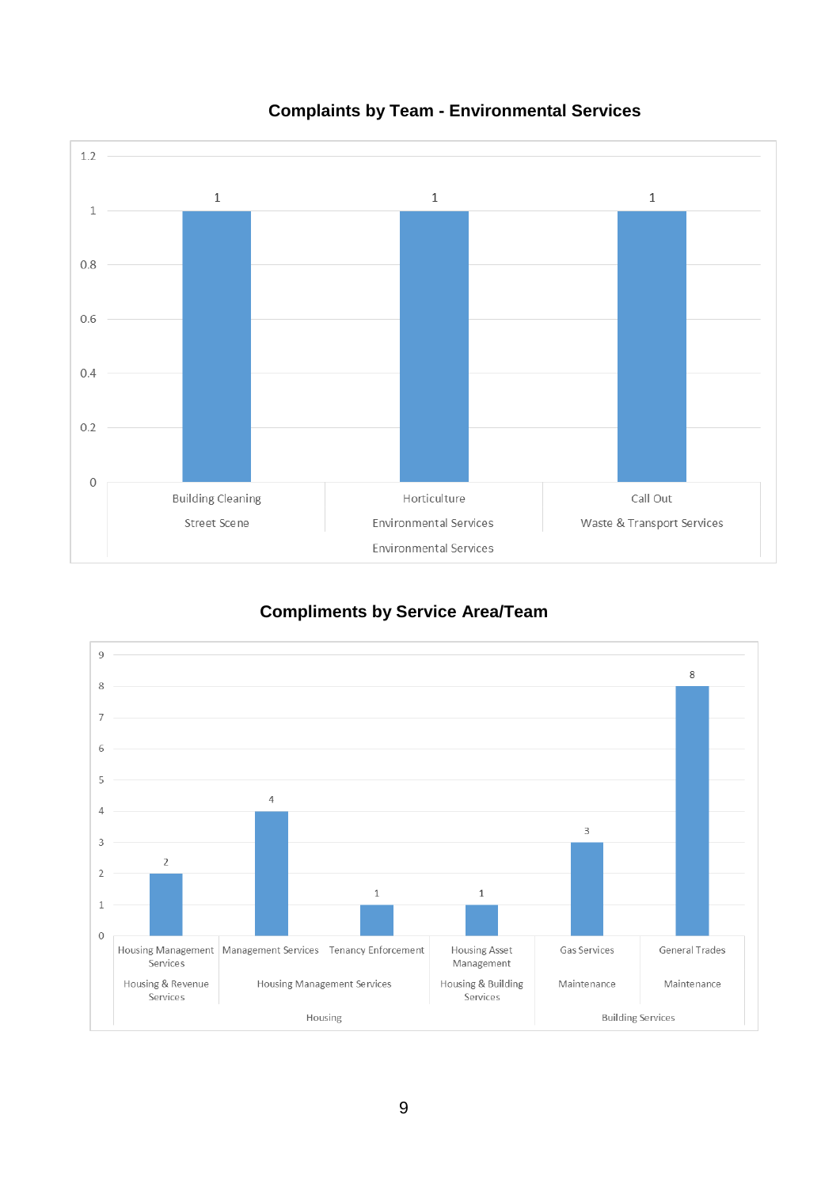## Complaints by Team - Environmental Services

| Team | Service | Service Area | Complaints |
|---|---|---|---|
| Building Cleaning | Street Scene | Environmental Services | 1 |
| Horticulture | Environmental Services | Environmental Services | 1 |
| Call Out | Waste & Transport Services | Environmental Services | 1 |

## Compliments by Service Area/Team

| Team | Service | Service Area | Compliments |
|---|---|---|---|
| Housing Management Services | Housing & Revenue Services | Housing | 2 |
| Management Services | Housing Management Services | Housing | 4 |
| Tenancy Enforcement | Housing Management Services | Housing | 1 |
| Housing Asset Management | Housing & Building Services | Housing | 1 |
| Gas Services | Maintenance | Building Services | 3 |
| General Trades | Maintenance | Building Services | 8 |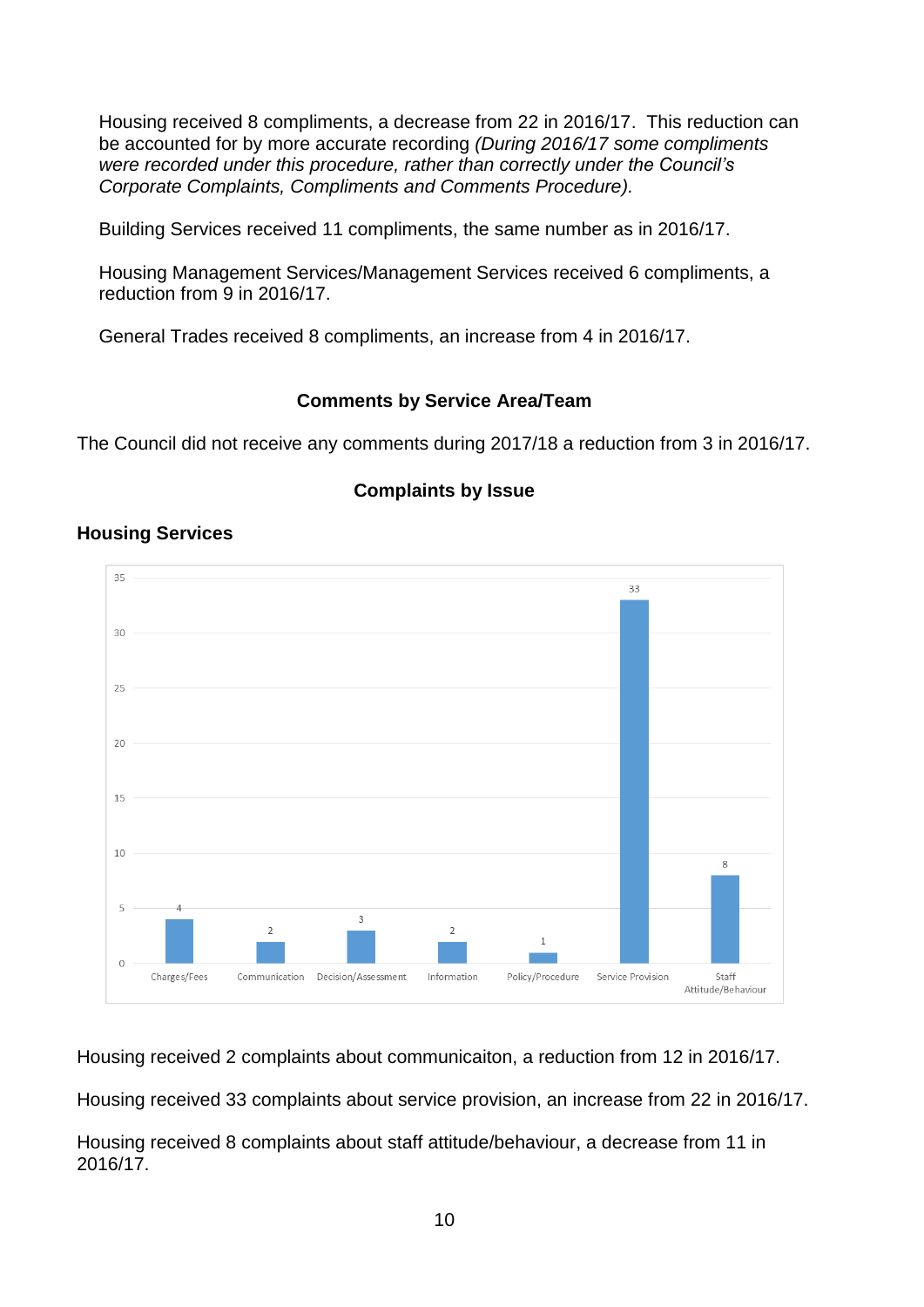Housing received 8 compliments, a decrease from 22 in 2016/17. This reduction can be accounted for by more accurate recording *(During 2016/17 some compliments were recorded under this procedure, rather than correctly under the Council's Corporate Complaints, Compliments and Comments Procedure).*

Building Services received 11 compliments, the same number as in 2016/17.

Housing Management Services/Management Services received 6 compliments, a reduction from 9 in 2016/17.

General Trades received 8 compliments, an increase from 4 in 2016/17.

## Comments by Service Area/Team

The Council did not receive any comments during 2017/18 a reduction from 3 in 2016/17.

## Complaints by Issue

### Housing Services

| Charges/Fees | Communication | Decision/Assessment | Information | Policy/Procedure | Service Provision | Staff Attitude/Behaviour |
|---|---|---|---|---|---|---|
| 4 | 2 | 3 | 2 | 1 | 33 | 8 |

Housing received 2 complaints about communicaiton, a reduction from 12 in 2016/17.

Housing received 33 complaints about service provision, an increase from 22 in 2016/17.

Housing received 8 complaints about staff attitude/behaviour, a decrease from 11 in 2016/17.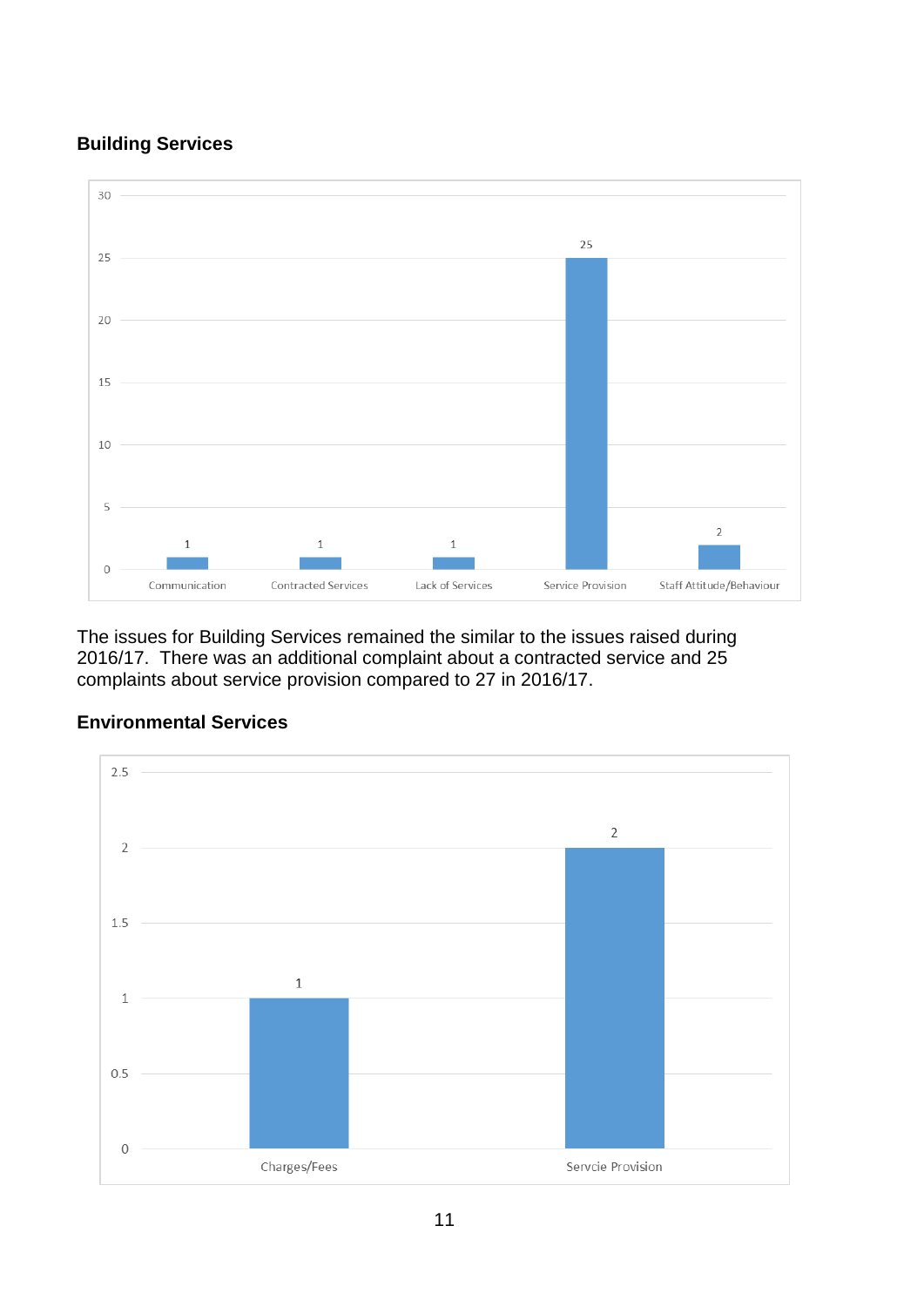## Building Services

| Category | Number |
|---|---|
| Communication | 1 |
| Contracted Services | 1 |
| Lack of Services | 1 |
| Service Provision | 25 |
| Staff Attitude/Behaviour | 2 |

The issues for Building Services remained the similar to the issues raised during 2016/17. There was an additional complaint about a contracted service and 25 complaints about service provision compared to 27 in 2016/17.

## Environmental Services

| Category | Number |
|---|---|
| Charges/Fees | 1 |
| Servcie Provision | 2 |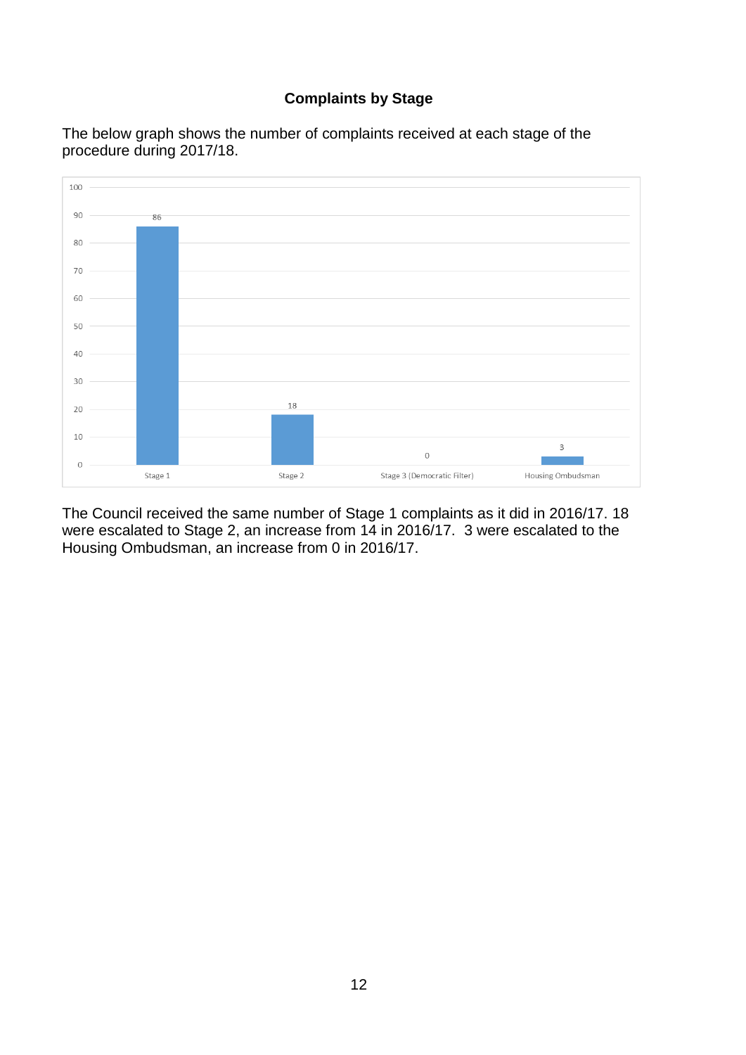## Complaints by Stage

The below graph shows the number of complaints received at each stage of the procedure during 2017/18.

| Stage | Number of complaints |
| --- | --- |
| Stage 1 | 86 |
| Stage 2 | 18 |
| Stage 3 (Democratic Filter) | 0 |
| Housing Ombudsman | 3 |

The Council received the same number of Stage 1 complaints as it did in 2016/17. 18 were escalated to Stage 2, an increase from 14 in 2016/17. 3 were escalated to the Housing Ombudsman, an increase from 0 in 2016/17.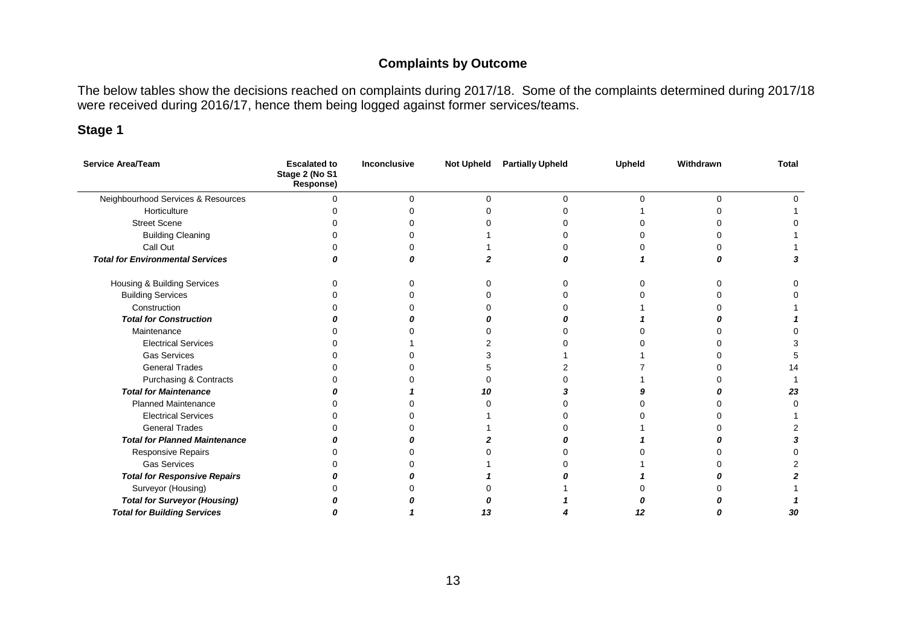## Complaints by Outcome

The below tables show the decisions reached on complaints during 2017/18. Some of the complaints determined during 2017/18 were received during 2016/17, hence them being logged against former services/teams.

### Stage 1

| Service Area/Team | Escalated to Stage 2 (No S1 Response) | Inconclusive | Not Upheld | Partially Upheld | Upheld | Withdrawn | Total |
|---|---|---|---|---|---|---|---|
| Neighbourhood Services & Resources | 0 | 0 | 0 | 0 | 0 | 0 | 0 |
| Horticulture | 0 | 0 | 0 | 0 | 1 | 0 | 1 |
| Street Scene | 0 | 0 | 0 | 0 | 0 | 0 | 0 |
| Building Cleaning | 0 | 0 | 1 | 0 | 0 | 0 | 1 |
| Call Out | 0 | 0 | 1 | 0 | 0 | 0 | 1 |
| ***Total for Environmental Services*** | ***0*** | ***0*** | ***2*** | ***0*** | ***1*** | ***0*** | ***3*** |
| | | | | | | | |
| Housing & Building Services | 0 | 0 | 0 | 0 | 0 | 0 | 0 |
| Building Services | 0 | 0 | 0 | 0 | 0 | 0 | 0 |
| Construction | 0 | 0 | 0 | 0 | 1 | 0 | 1 |
| ***Total for Construction*** | ***0*** | ***0*** | ***0*** | ***0*** | ***1*** | ***0*** | ***1*** |
| Maintenance | 0 | 0 | 0 | 0 | 0 | 0 | 0 |
| Electrical Services | 0 | 1 | 2 | 0 | 0 | 0 | 3 |
| Gas Services | 0 | 0 | 3 | 1 | 1 | 0 | 5 |
| General Trades | 0 | 0 | 5 | 2 | 7 | 0 | 14 |
| Purchasing & Contracts | 0 | 0 | 0 | 0 | 1 | 0 | 1 |
| ***Total for Maintenance*** | ***0*** | ***1*** | ***10*** | ***3*** | ***9*** | ***0*** | ***23*** |
| Planned Maintenance | 0 | 0 | 0 | 0 | 0 | 0 | 0 |
| Electrical Services | 0 | 0 | 1 | 0 | 0 | 0 | 1 |
| General Trades | 0 | 0 | 1 | 0 | 1 | 0 | 2 |
| ***Total for Planned Maintenance*** | ***0*** | ***0*** | ***2*** | ***0*** | ***1*** | ***0*** | ***3*** |
| Responsive Repairs | 0 | 0 | 0 | 0 | 0 | 0 | 0 |
| Gas Services | 0 | 0 | 1 | 0 | 1 | 0 | 2 |
| ***Total for Responsive Repairs*** | ***0*** | ***0*** | ***1*** | ***0*** | ***1*** | ***0*** | ***2*** |
| Surveyor (Housing) | 0 | 0 | 0 | 1 | 0 | 0 | 1 |
| ***Total for Surveyor (Housing)*** | ***0*** | ***0*** | ***0*** | ***1*** | ***0*** | ***0*** | ***1*** |
| ***Total for Building Services*** | ***0*** | ***1*** | ***13*** | ***4*** | ***12*** | ***0*** | ***30*** |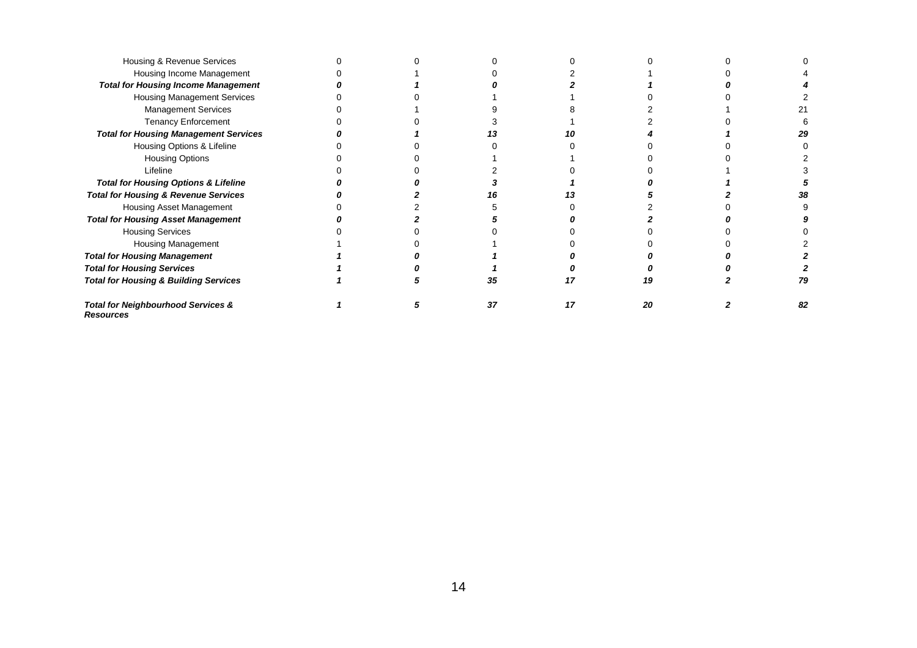| | | | | | | | |
|---|---|---|---|---|---|---|---|
| Housing & Revenue Services | 0 | 0 | 0 | 0 | 0 | 0 | 0 |
| Housing Income Management | 0 | 1 | 0 | 2 | 1 | 0 | 4 |
| ***Total for Housing Income Management*** | ***0*** | ***1*** | ***0*** | ***2*** | ***1*** | ***0*** | ***4*** |
| Housing Management Services | 0 | 0 | 1 | 1 | 0 | 0 | 2 |
| Management Services | 0 | 1 | 9 | 8 | 2 | 1 | 21 |
| Tenancy Enforcement | 0 | 0 | 3 | 1 | 2 | 0 | 6 |
| ***Total for Housing Management Services*** | ***0*** | ***1*** | ***13*** | ***10*** | ***4*** | ***1*** | ***29*** |
| Housing Options & Lifeline | 0 | 0 | 0 | 0 | 0 | 0 | 0 |
| Housing Options | 0 | 0 | 1 | 1 | 0 | 0 | 2 |
| Lifeline | 0 | 0 | 2 | 0 | 0 | 1 | 3 |
| ***Total for Housing Options & Lifeline*** | ***0*** | ***0*** | ***3*** | ***1*** | ***0*** | ***1*** | ***5*** |
| ***Total for Housing & Revenue Services*** | ***0*** | ***2*** | ***16*** | ***13*** | ***5*** | ***2*** | ***38*** |
| Housing Asset Management | 0 | 2 | 5 | 0 | 2 | 0 | 9 |
| ***Total for Housing Asset Management*** | ***0*** | ***2*** | ***5*** | ***0*** | ***2*** | ***0*** | ***9*** |
| Housing Services | 0 | 0 | 0 | 0 | 0 | 0 | 0 |
| Housing Management | 1 | 0 | 1 | 0 | 0 | 0 | 2 |
| ***Total for Housing Management*** | ***1*** | ***0*** | ***1*** | ***0*** | ***0*** | ***0*** | ***2*** |
| ***Total for Housing Services*** | ***1*** | ***0*** | ***1*** | ***0*** | ***0*** | ***0*** | ***2*** |
| ***Total for Housing & Building Services*** | ***1*** | ***5*** | ***35*** | ***17*** | ***19*** | ***2*** | ***79*** |
| ***Total for Neighbourhood Services & Resources*** | ***1*** | ***5*** | ***37*** | ***17*** | ***20*** | ***2*** | ***82*** |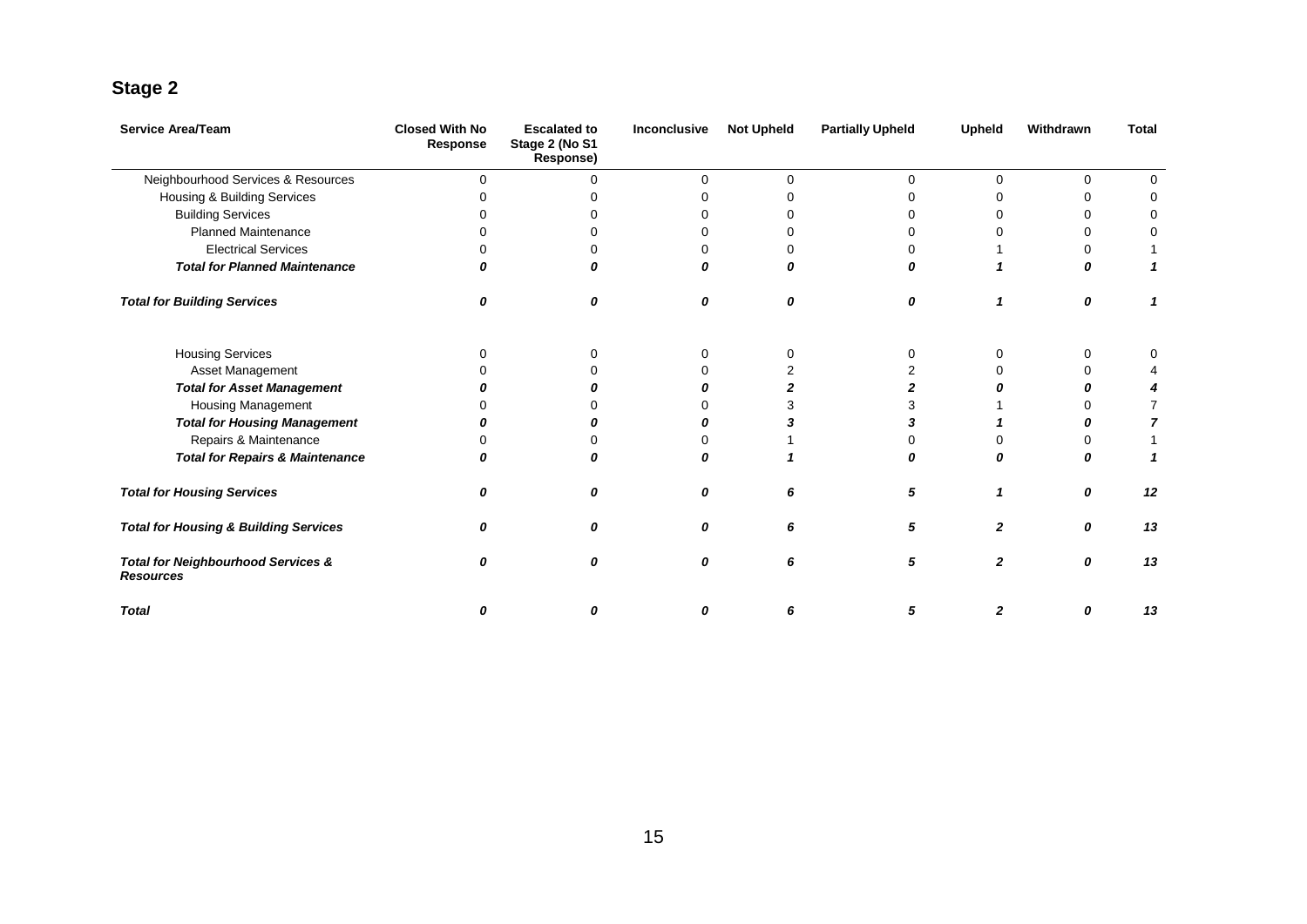## Stage 2

| Service Area/Team | Closed With No Response | Escalated to Stage 2 (No S1 Response) | Inconclusive | Not Upheld | Partially Upheld | Upheld | Withdrawn | Total |
|---|---|---|---|---|---|---|---|---|
| Neighbourhood Services & Resources | 0 | 0 | 0 | 0 | 0 | 0 | 0 | 0 |
| Housing & Building Services | 0 | 0 | 0 | 0 | 0 | 0 | 0 | 0 |
| Building Services | 0 | 0 | 0 | 0 | 0 | 0 | 0 | 0 |
| Planned Maintenance | 0 | 0 | 0 | 0 | 0 | 0 | 0 | 0 |
| Electrical Services | 0 | 0 | 0 | 0 | 0 | 1 | 0 | 1 |
| ***Total for Planned Maintenance*** | ***0*** | ***0*** | ***0*** | ***0*** | ***0*** | ***1*** | ***0*** | ***1*** |
| ***Total for Building Services*** | ***0*** | ***0*** | ***0*** | ***0*** | ***0*** | ***1*** | ***0*** | ***1*** |
| Housing Services | 0 | 0 | 0 | 0 | 0 | 0 | 0 | 0 |
| Asset Management | 0 | 0 | 0 | 2 | 2 | 0 | 0 | 4 |
| ***Total for Asset Management*** | ***0*** | ***0*** | ***0*** | ***2*** | ***2*** | ***0*** | ***0*** | ***4*** |
| Housing Management | 0 | 0 | 0 | 3 | 3 | 1 | 0 | 7 |
| ***Total for Housing Management*** | ***0*** | ***0*** | ***0*** | ***3*** | ***3*** | ***1*** | ***0*** | ***7*** |
| Repairs & Maintenance | 0 | 0 | 0 | 1 | 0 | 0 | 0 | 1 |
| ***Total for Repairs & Maintenance*** | ***0*** | ***0*** | ***0*** | ***1*** | ***0*** | ***0*** | ***0*** | ***1*** |
| ***Total for Housing Services*** | ***0*** | ***0*** | ***0*** | ***6*** | ***5*** | ***1*** | ***0*** | ***12*** |
| ***Total for Housing & Building Services*** | ***0*** | ***0*** | ***0*** | ***6*** | ***5*** | ***2*** | ***0*** | ***13*** |
| ***Total for Neighbourhood Services & Resources*** | ***0*** | ***0*** | ***0*** | ***6*** | ***5*** | ***2*** | ***0*** | ***13*** |
| ***Total*** | ***0*** | ***0*** | ***0*** | ***6*** | ***5*** | ***2*** | ***0*** | ***13*** |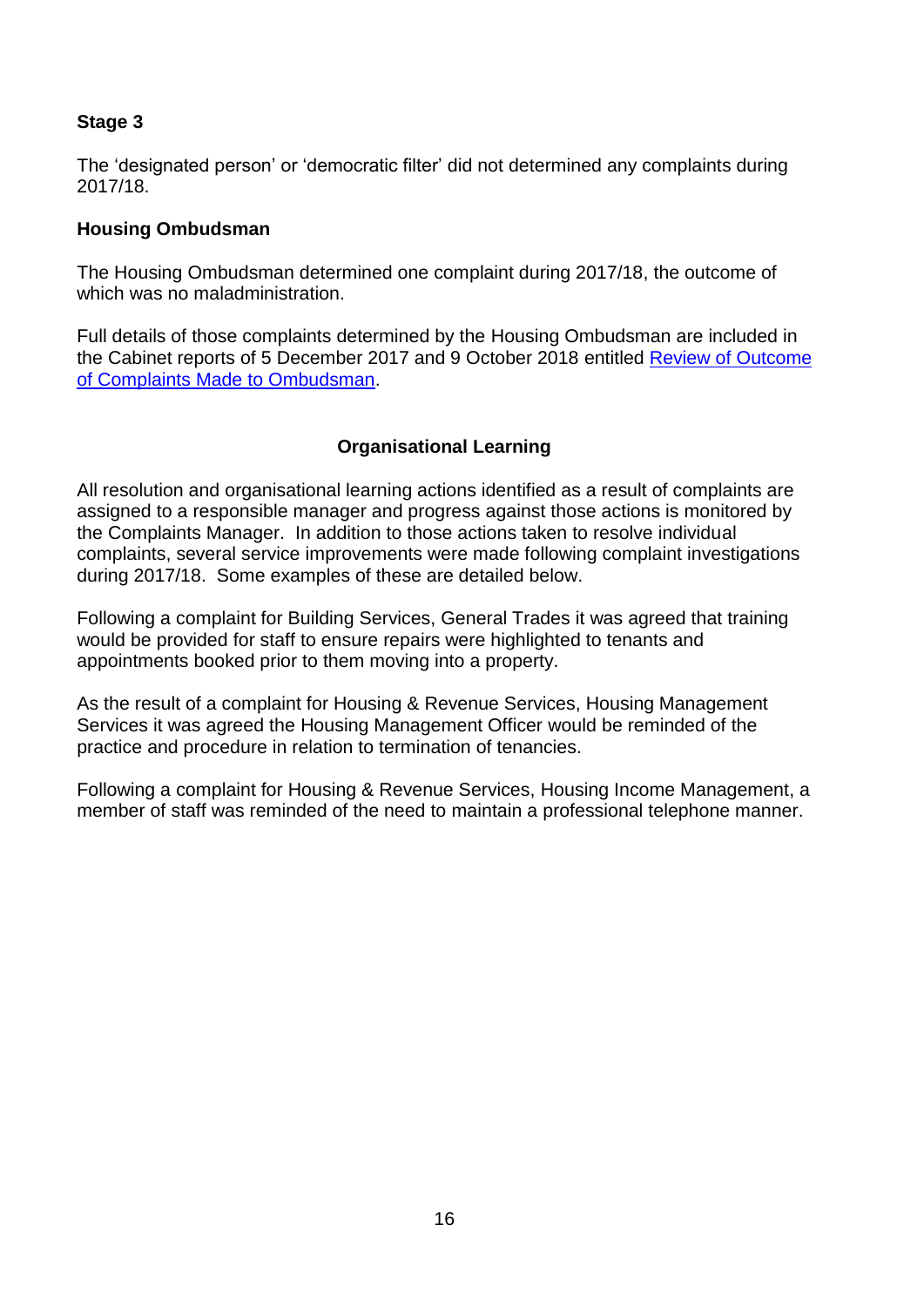### Stage 3

The 'designated person' or 'democratic filter' did not determined any complaints during 2017/18.

### Housing Ombudsman

The Housing Ombudsman determined one complaint during 2017/18, the outcome of which was no maladministration.

Full details of those complaints determined by the Housing Ombudsman are included in the Cabinet reports of 5 December 2017 and 9 October 2018 entitled Review of Outcome of Complaints Made to Ombudsman.

## Organisational Learning

All resolution and organisational learning actions identified as a result of complaints are assigned to a responsible manager and progress against those actions is monitored by the Complaints Manager. In addition to those actions taken to resolve individual complaints, several service improvements were made following complaint investigations during 2017/18. Some examples of these are detailed below.

Following a complaint for Building Services, General Trades it was agreed that training would be provided for staff to ensure repairs were highlighted to tenants and appointments booked prior to them moving into a property.

As the result of a complaint for Housing & Revenue Services, Housing Management Services it was agreed the Housing Management Officer would be reminded of the practice and procedure in relation to termination of tenancies.

Following a complaint for Housing & Revenue Services, Housing Income Management, a member of staff was reminded of the need to maintain a professional telephone manner.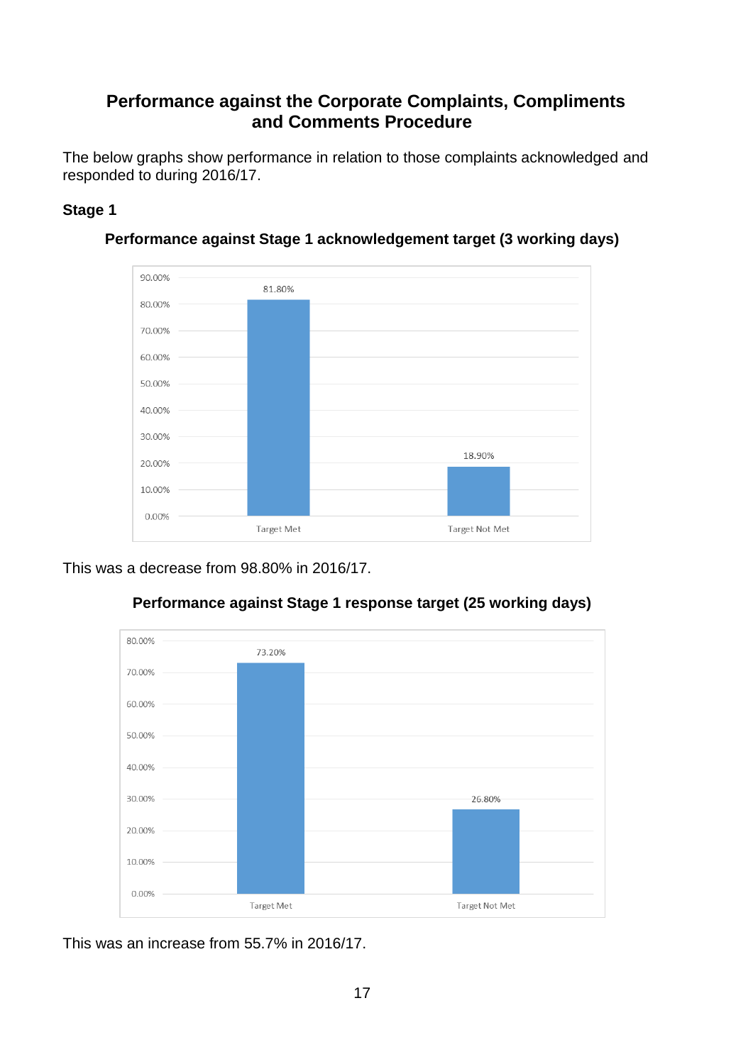## Performance against the Corporate Complaints, Compliments and Comments Procedure

The below graphs show performance in relation to those complaints acknowledged and responded to during 2016/17.

### Stage 1

**Performance against Stage 1 acknowledgement target (3 working days)**

| | Percentage |
|---|---|
| Target Met | 81.80% |
| Target Not Met | 18.90% |

This was a decrease from 98.80% in 2016/17.

**Performance against Stage 1 response target (25 working days)**

| | Percentage |
|---|---|
| Target Met | 73.20% |
| Target Not Met | 26.80% |

This was an increase from 55.7% in 2016/17.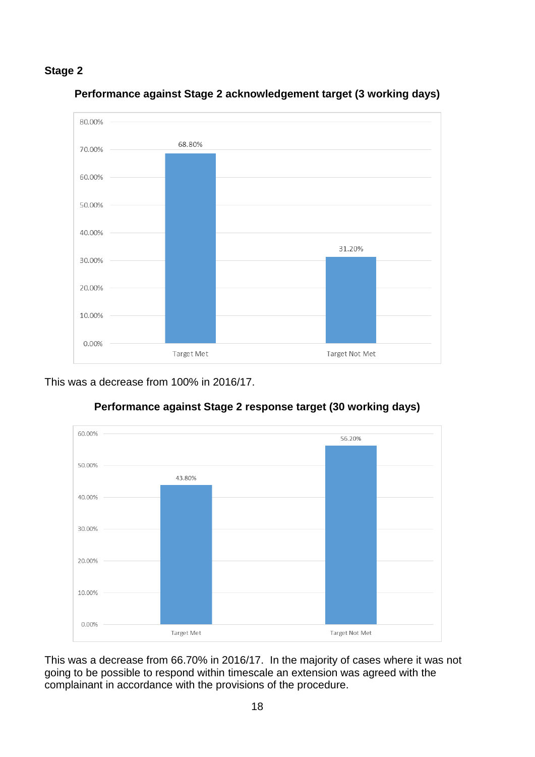## Stage 2

**Performance against Stage 2 acknowledgement target (3 working days)**

80.00%
70.00%
60.00%
50.00%
40.00%
30.00%
20.00%
10.00%
0.00%

68.80%
31.20%

Target Met
Target Not Met

This was a decrease from 100% in 2016/17.

**Performance against Stage 2 response target (30 working days)**

60.00%
50.00%
40.00%
30.00%
20.00%
10.00%
0.00%

43.80%
56.20%

Target Met
Target Not Met

This was a decrease from 66.70% in 2016/17. In the majority of cases where it was not going to be possible to respond within timescale an extension was agreed with the complainant in accordance with the provisions of the procedure.